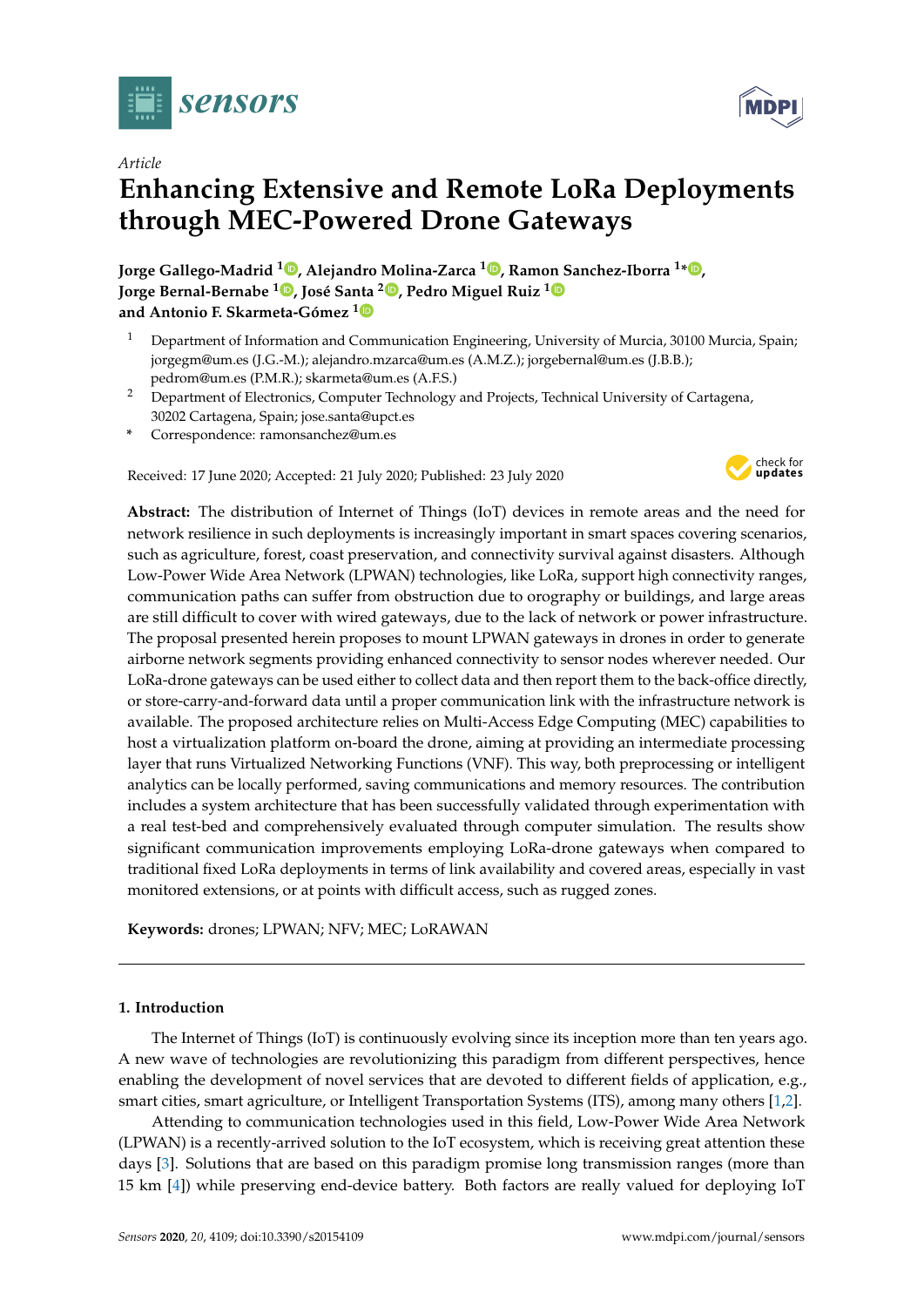*Article*

# Enhancing Extensive and Remote LoRa Deployments through MEC-Powered Drone Gateways

**Jorge Gallego-Madrid [1], Alejandro Molina-Zarca [1], Ramon Sanchez-Iborra [1,*], Jorge Bernal-Bernabe [1], José Santa [2], Pedro Miguel Ruiz [1] and Antonio F. Skarmeta-Gómez [1]**

1 Department of Information and Communication Engineering, University of Murcia, 30100 Murcia, Spain; jorgegm@um.es (J.G.-M.); alejandro.mzarca@um.es (A.M.Z.); jorgebernal@um.es (J.B.B.); pedrom@um.es (P.M.R.); skarmeta@um.es (A.F.S.)

2 Department of Electronics, Computer Technology and Projects, Technical University of Cartagena, 30202 Cartagena, Spain; jose.santa@upct.es

* Correspondence: ramonsanchez@um.es

Received: 17 June 2020; Accepted: 21 July 2020; Published: 23 July 2020

**Abstract:** The distribution of Internet of Things (IoT) devices in remote areas and the need for network resilience in such deployments is increasingly important in smart spaces covering scenarios, such as agriculture, forest, coast preservation, and connectivity survival against disasters. Although Low-Power Wide Area Network (LPWAN) technologies, like LoRa, support high connectivity ranges, communication paths can suffer from obstruction due to orography or buildings, and large areas are still difficult to cover with wired gateways, due to the lack of network or power infrastructure. The proposal presented herein proposes to mount LPWAN gateways in drones in order to generate airborne network segments providing enhanced connectivity to sensor nodes wherever needed. Our LoRa-drone gateways can be used either to collect data and then report them to the back-office directly, or store-carry-and-forward data until a proper communication link with the infrastructure network is available. The proposed architecture relies on Multi-Access Edge Computing (MEC) capabilities to host a virtualization platform on-board the drone, aiming at providing an intermediate processing layer that runs Virtualized Networking Functions (VNF). This way, both preprocessing or intelligent analytics can be locally performed, saving communications and memory resources. The contribution includes a system architecture that has been successfully validated through experimentation with a real test-bed and comprehensively evaluated through computer simulation. The results show significant communication improvements employing LoRa-drone gateways when compared to traditional fixed LoRa deployments in terms of link availability and covered areas, especially in vast monitored extensions, or at points with difficult access, such as rugged zones.

**Keywords:** drones; LPWAN; NFV; MEC; LoRaWAN

## 1. Introduction

The Internet of Things (IoT) is continuously evolving since its inception more than ten years ago. A new wave of technologies are revolutionizing this paradigm from different perspectives, hence enabling the development of novel services that are devoted to different fields of application, e.g., smart cities, smart agriculture, or Intelligent Transportation Systems (ITS), among many others [1,2].

Attending to communication technologies used in this field, Low-Power Wide Area Network (LPWAN) is a recently-arrived solution to the IoT ecosystem, which is receiving great attention these days [3]. Solutions that are based on this paradigm promise long transmission ranges (more than 15 km [4]) while preserving end-device battery. Both factors are really valued for deploying IoT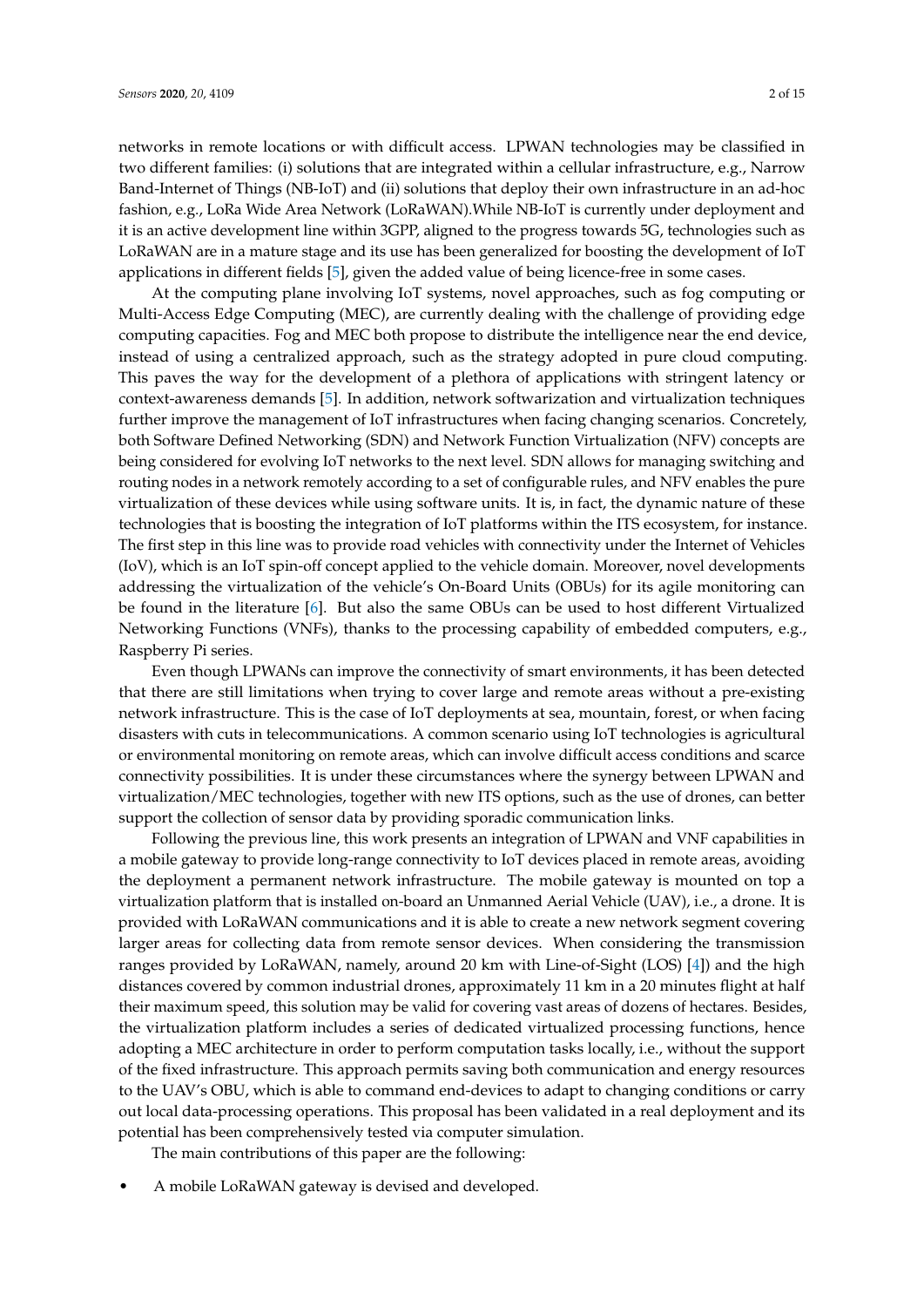networks in remote locations or with difficult access. LPWAN technologies may be classified in two different families: (i) solutions that are integrated within a cellular infrastructure, e.g., Narrow Band-Internet of Things (NB-IoT) and (ii) solutions that deploy their own infrastructure in an ad-hoc fashion, e.g., LoRa Wide Area Network (LoRaWAN).While NB-IoT is currently under deployment and it is an active development line within 3GPP, aligned to the progress towards 5G, technologies such as LoRaWAN are in a mature stage and its use has been generalized for boosting the development of IoT applications in different fields [5], given the added value of being licence-free in some cases.

At the computing plane involving IoT systems, novel approaches, such as fog computing or Multi-Access Edge Computing (MEC), are currently dealing with the challenge of providing edge computing capacities. Fog and MEC both propose to distribute the intelligence near the end device, instead of using a centralized approach, such as the strategy adopted in pure cloud computing. This paves the way for the development of a plethora of applications with stringent latency or context-awareness demands [5]. In addition, network softwarization and virtualization techniques further improve the management of IoT infrastructures when facing changing scenarios. Concretely, both Software Defined Networking (SDN) and Network Function Virtualization (NFV) concepts are being considered for evolving IoT networks to the next level. SDN allows for managing switching and routing nodes in a network remotely according to a set of configurable rules, and NFV enables the pure virtualization of these devices while using software units. It is, in fact, the dynamic nature of these technologies that is boosting the integration of IoT platforms within the ITS ecosystem, for instance. The first step in this line was to provide road vehicles with connectivity under the Internet of Vehicles (IoV), which is an IoT spin-off concept applied to the vehicle domain. Moreover, novel developments addressing the virtualization of the vehicle's On-Board Units (OBUs) for its agile monitoring can be found in the literature [6]. But also the same OBUs can be used to host different Virtualized Networking Functions (VNFs), thanks to the processing capability of embedded computers, e.g., Raspberry Pi series.

Even though LPWANs can improve the connectivity of smart environments, it has been detected that there are still limitations when trying to cover large and remote areas without a pre-existing network infrastructure. This is the case of IoT deployments at sea, mountain, forest, or when facing disasters with cuts in telecommunications. A common scenario using IoT technologies is agricultural or environmental monitoring on remote areas, which can involve difficult access conditions and scarce connectivity possibilities. It is under these circumstances where the synergy between LPWAN and virtualization/MEC technologies, together with new ITS options, such as the use of drones, can better support the collection of sensor data by providing sporadic communication links.

Following the previous line, this work presents an integration of LPWAN and VNF capabilities in a mobile gateway to provide long-range connectivity to IoT devices placed in remote areas, avoiding the deployment a permanent network infrastructure. The mobile gateway is mounted on top a virtualization platform that is installed on-board an Unmanned Aerial Vehicle (UAV), i.e., a drone. It is provided with LoRaWAN communications and it is able to create a new network segment covering larger areas for collecting data from remote sensor devices. When considering the transmission ranges provided by LoRaWAN, namely, around 20 km with Line-of-Sight (LOS) [4]) and the high distances covered by common industrial drones, approximately 11 km in a 20 minutes flight at half their maximum speed, this solution may be valid for covering vast areas of dozens of hectares. Besides, the virtualization platform includes a series of dedicated virtualized processing functions, hence adopting a MEC architecture in order to perform computation tasks locally, i.e., without the support of the fixed infrastructure. This approach permits saving both communication and energy resources to the UAV's OBU, which is able to command end-devices to adapt to changing conditions or carry out local data-processing operations. This proposal has been validated in a real deployment and its potential has been comprehensively tested via computer simulation.

The main contributions of this paper are the following:

- A mobile LoRaWAN gateway is devised and developed.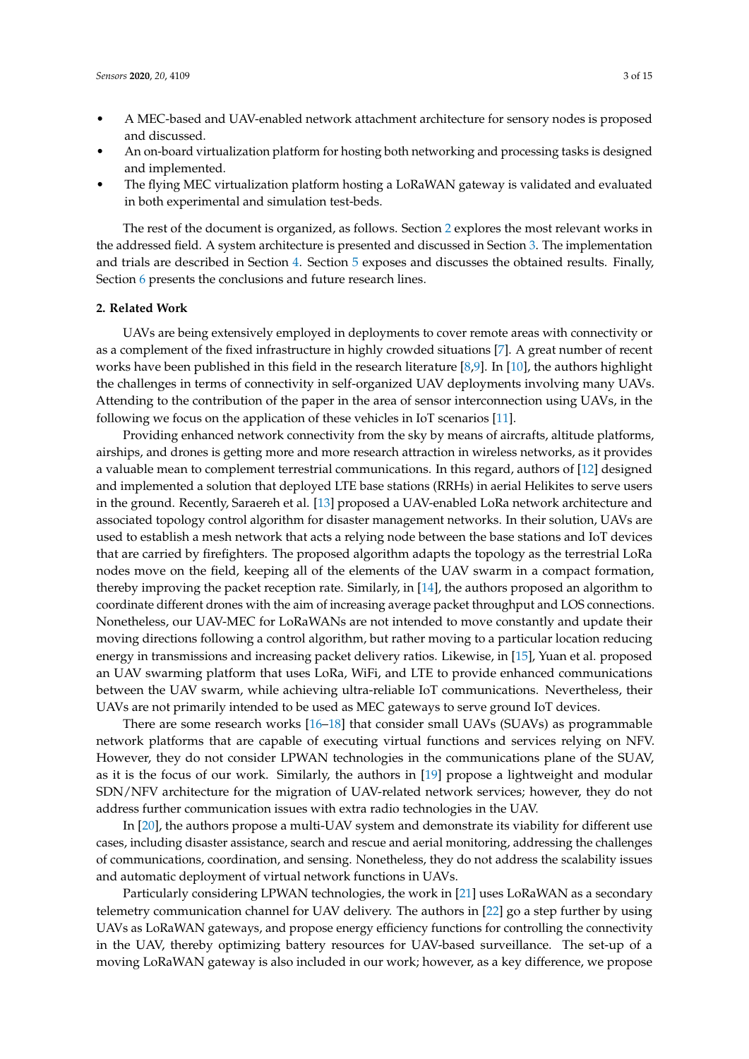- A MEC-based and UAV-enabled network attachment architecture for sensory nodes is proposed and discussed.
- An on-board virtualization platform for hosting both networking and processing tasks is designed and implemented.
- The flying MEC virtualization platform hosting a LoRaWAN gateway is validated and evaluated in both experimental and simulation test-beds.

The rest of the document is organized, as follows. Section 2 explores the most relevant works in the addressed field. A system architecture is presented and discussed in Section 3. The implementation and trials are described in Section 4. Section 5 exposes and discusses the obtained results. Finally, Section 6 presents the conclusions and future research lines.

## 2. Related Work

UAVs are being extensively employed in deployments to cover remote areas with connectivity or as a complement of the fixed infrastructure in highly crowded situations [7]. A great number of recent works have been published in this field in the research literature [8,9]. In [10], the authors highlight the challenges in terms of connectivity in self-organized UAV deployments involving many UAVs. Attending to the contribution of the paper in the area of sensor interconnection using UAVs, in the following we focus on the application of these vehicles in IoT scenarios [11].

Providing enhanced network connectivity from the sky by means of aircrafts, altitude platforms, airships, and drones is getting more and more research attraction in wireless networks, as it provides a valuable mean to complement terrestrial communications. In this regard, authors of [12] designed and implemented a solution that deployed LTE base stations (RRHs) in aerial Helikites to serve users in the ground. Recently, Saraereh et al. [13] proposed a UAV-enabled LoRa network architecture and associated topology control algorithm for disaster management networks. In their solution, UAVs are used to establish a mesh network that acts a relying node between the base stations and IoT devices that are carried by firefighters. The proposed algorithm adapts the topology as the terrestrial LoRa nodes move on the field, keeping all of the elements of the UAV swarm in a compact formation, thereby improving the packet reception rate. Similarly, in [14], the authors proposed an algorithm to coordinate different drones with the aim of increasing average packet throughput and LOS connections. Nonetheless, our UAV-MEC for LoRaWANs are not intended to move constantly and update their moving directions following a control algorithm, but rather moving to a particular location reducing energy in transmissions and increasing packet delivery ratios. Likewise, in [15], Yuan et al. proposed an UAV swarming platform that uses LoRa, WiFi, and LTE to provide enhanced communications between the UAV swarm, while achieving ultra-reliable IoT communications. Nevertheless, their UAVs are not primarily intended to be used as MEC gateways to serve ground IoT devices.

There are some research works [16–18] that consider small UAVs (SUAVs) as programmable network platforms that are capable of executing virtual functions and services relying on NFV. However, they do not consider LPWAN technologies in the communications plane of the SUAV, as it is the focus of our work. Similarly, the authors in [19] propose a lightweight and modular SDN/NFV architecture for the migration of UAV-related network services; however, they do not address further communication issues with extra radio technologies in the UAV.

In [20], the authors propose a multi-UAV system and demonstrate its viability for different use cases, including disaster assistance, search and rescue and aerial monitoring, addressing the challenges of communications, coordination, and sensing. Nonetheless, they do not address the scalability issues and automatic deployment of virtual network functions in UAVs.

Particularly considering LPWAN technologies, the work in [21] uses LoRaWAN as a secondary telemetry communication channel for UAV delivery. The authors in [22] go a step further by using UAVs as LoRaWAN gateways, and propose energy efficiency functions for controlling the connectivity in the UAV, thereby optimizing battery resources for UAV-based surveillance. The set-up of a moving LoRaWAN gateway is also included in our work; however, as a key difference, we propose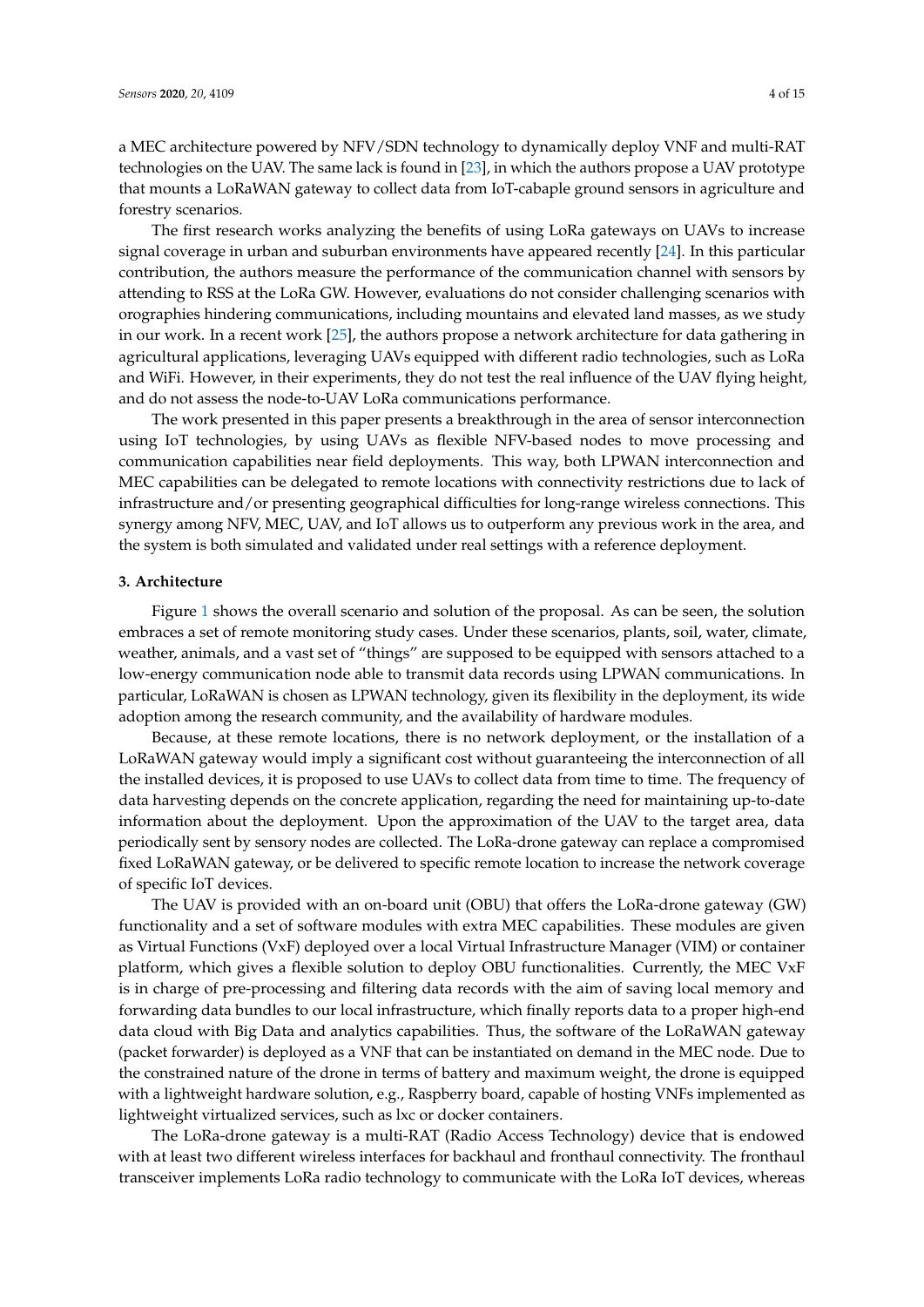a MEC architecture powered by NFV/SDN technology to dynamically deploy VNF and multi-RAT technologies on the UAV. The same lack is found in [23], in which the authors propose a UAV prototype that mounts a LoRaWAN gateway to collect data from IoT-cabaple ground sensors in agriculture and forestry scenarios.

The first research works analyzing the benefits of using LoRa gateways on UAVs to increase signal coverage in urban and suburban environments have appeared recently [24]. In this particular contribution, the authors measure the performance of the communication channel with sensors by attending to RSS at the LoRa GW. However, evaluations do not consider challenging scenarios with orographies hindering communications, including mountains and elevated land masses, as we study in our work. In a recent work [25], the authors propose a network architecture for data gathering in agricultural applications, leveraging UAVs equipped with different radio technologies, such as LoRa and WiFi. However, in their experiments, they do not test the real influence of the UAV flying height, and do not assess the node-to-UAV LoRa communications performance.

The work presented in this paper presents a breakthrough in the area of sensor interconnection using IoT technologies, by using UAVs as flexible NFV-based nodes to move processing and communication capabilities near field deployments. This way, both LPWAN interconnection and MEC capabilities can be delegated to remote locations with connectivity restrictions due to lack of infrastructure and/or presenting geographical difficulties for long-range wireless connections. This synergy among NFV, MEC, UAV, and IoT allows us to outperform any previous work in the area, and the system is both simulated and validated under real settings with a reference deployment.

## 3. Architecture

Figure 1 shows the overall scenario and solution of the proposal. As can be seen, the solution embraces a set of remote monitoring study cases. Under these scenarios, plants, soil, water, climate, weather, animals, and a vast set of "things" are supposed to be equipped with sensors attached to a low-energy communication node able to transmit data records using LPWAN communications. In particular, LoRaWAN is chosen as LPWAN technology, given its flexibility in the deployment, its wide adoption among the research community, and the availability of hardware modules.

Because, at these remote locations, there is no network deployment, or the installation of a LoRaWAN gateway would imply a significant cost without guaranteeing the interconnection of all the installed devices, it is proposed to use UAVs to collect data from time to time. The frequency of data harvesting depends on the concrete application, regarding the need for maintaining up-to-date information about the deployment. Upon the approximation of the UAV to the target area, data periodically sent by sensory nodes are collected. The LoRa-drone gateway can replace a compromised fixed LoRaWAN gateway, or be delivered to specific remote location to increase the network coverage of specific IoT devices.

The UAV is provided with an on-board unit (OBU) that offers the LoRa-drone gateway (GW) functionality and a set of software modules with extra MEC capabilities. These modules are given as Virtual Functions (VxF) deployed over a local Virtual Infrastructure Manager (VIM) or container platform, which gives a flexible solution to deploy OBU functionalities. Currently, the MEC VxF is in charge of pre-processing and filtering data records with the aim of saving local memory and forwarding data bundles to our local infrastructure, which finally reports data to a proper high-end data cloud with Big Data and analytics capabilities. Thus, the software of the LoRaWAN gateway (packet forwarder) is deployed as a VNF that can be instantiated on demand in the MEC node. Due to the constrained nature of the drone in terms of battery and maximum weight, the drone is equipped with a lightweight hardware solution, e.g., Raspberry board, capable of hosting VNFs implemented as lightweight virtualized services, such as lxc or docker containers.

The LoRa-drone gateway is a multi-RAT (Radio Access Technology) device that is endowed with at least two different wireless interfaces for backhaul and fronthaul connectivity. The fronthaul transceiver implements LoRa radio technology to communicate with the LoRa IoT devices, whereas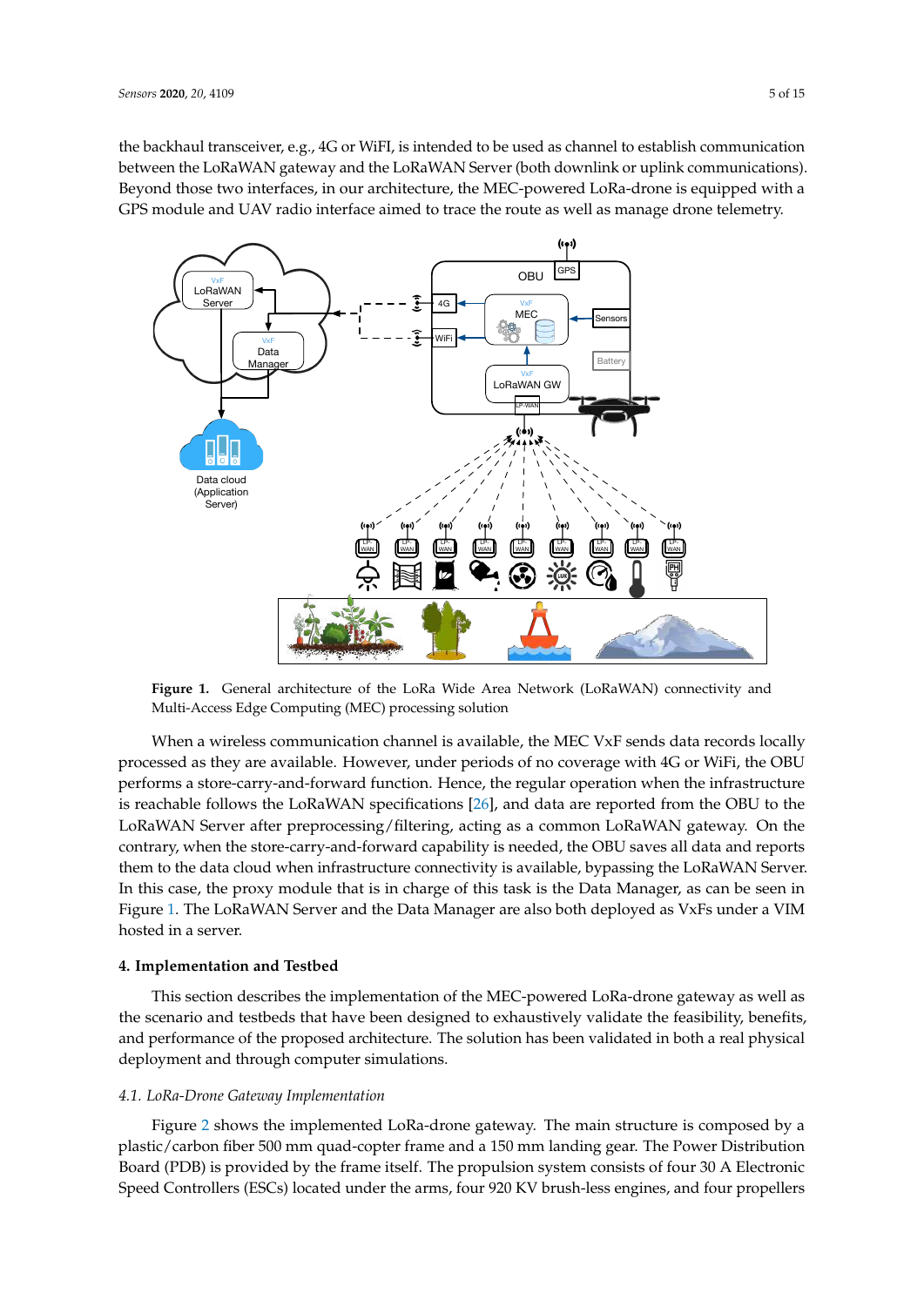the backhaul transceiver, e.g., 4G or WiFi, is intended to be used as channel to establish communication between the LoRaWAN gateway and the LoRaWAN Server (both downlink or uplink communications). Beyond those two interfaces, in our architecture, the MEC-powered LoRa-drone is equipped with a GPS module and UAV radio interface aimed to trace the route as well as manage drone telemetry.

**Figure 1.** General architecture of the LoRa Wide Area Network (LoRaWAN) connectivity and Multi-Access Edge Computing (MEC) processing solution

When a wireless communication channel is available, the MEC VxF sends data records locally processed as they are available. However, under periods of no coverage with 4G or WiFi, the OBU performs a store-carry-and-forward function. Hence, the regular operation when the infrastructure is reachable follows the LoRaWAN specifications [26], and data are reported from the OBU to the LoRaWAN Server after preprocessing/filtering, acting as a common LoRaWAN gateway. On the contrary, when the store-carry-and-forward capability is needed, the OBU saves all data and reports them to the data cloud when infrastructure connectivity is available, bypassing the LoRaWAN Server. In this case, the proxy module that is in charge of this task is the Data Manager, as can be seen in Figure 1. The LoRaWAN Server and the Data Manager are also both deployed as VxFs under a VIM hosted in a server.

## 4. Implementation and Testbed

This section describes the implementation of the MEC-powered LoRa-drone gateway as well as the scenario and testbeds that have been designed to exhaustively validate the feasibility, benefits, and performance of the proposed architecture. The solution has been validated in both a real physical deployment and through computer simulations.

### *4.1. LoRa-Drone Gateway Implementation*

Figure 2 shows the implemented LoRa-drone gateway. The main structure is composed by a plastic/carbon fiber 500 mm quad-copter frame and a 150 mm landing gear. The Power Distribution Board (PDB) is provided by the frame itself. The propulsion system consists of four 30 A Electronic Speed Controllers (ESCs) located under the arms, four 920 KV brush-less engines, and four propellers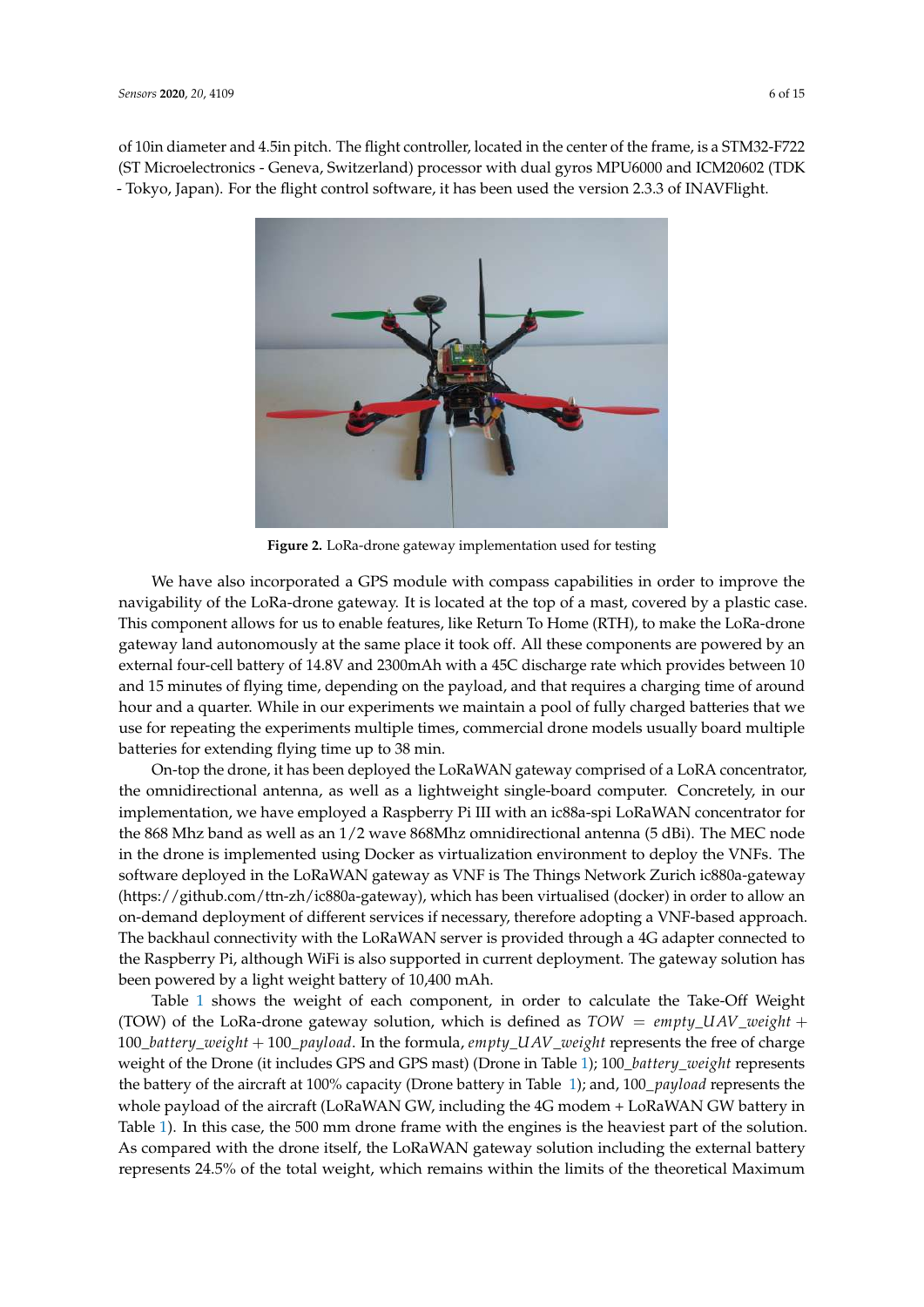of 10in diameter and 4.5in pitch. The flight controller, located in the center of the frame, is a STM32-F722 (ST Microelectronics - Geneva, Switzerland) processor with dual gyros MPU6000 and ICM20602 (TDK - Tokyo, Japan). For the flight control software, it has been used the version 2.3.3 of INAVFlight.

**Figure 2.** LoRa-drone gateway implementation used for testing

We have also incorporated a GPS module with compass capabilities in order to improve the navigability of the LoRa-drone gateway. It is located at the top of a mast, covered by a plastic case. This component allows for us to enable features, like Return To Home (RTH), to make the LoRa-drone gateway land autonomously at the same place it took off. All these components are powered by an external four-cell battery of 14.8V and 2300mAh with a 45C discharge rate which provides between 10 and 15 minutes of flying time, depending on the payload, and that requires a charging time of around hour and a quarter. While in our experiments we maintain a pool of fully charged batteries that we use for repeating the experiments multiple times, commercial drone models usually board multiple batteries for extending flying time up to 38 min.

On-top the drone, it has been deployed the LoRaWAN gateway comprised of a LoRA concentrator, the omnidirectional antenna, as well as a lightweight single-board computer. Concretely, in our implementation, we have employed a Raspberry Pi III with an ic88a-spi LoRaWAN concentrator for the 868 Mhz band as well as an 1/2 wave 868Mhz omnidirectional antenna (5 dBi). The MEC node in the drone is implemented using Docker as virtualization environment to deploy the VNFs. The software deployed in the LoRaWAN gateway as VNF is The Things Network Zurich ic880a-gateway (https://github.com/ttn-zh/ic880a-gateway), which has been virtualised (docker) in order to allow an on-demand deployment of different services if necessary, therefore adopting a VNF-based approach. The backhaul connectivity with the LoRaWAN server is provided through a 4G adapter connected to the Raspberry Pi, although WiFi is also supported in current deployment. The gateway solution has been powered by a light weight battery of 10,400 mAh.

Table 1 shows the weight of each component, in order to calculate the Take-Off Weight (TOW) of the LoRa-drone gateway solution, which is defined as $TOW = empty\_UAV\_weight + 100\_battery\_weight + 100\_payload$. In the formula, $empty\_UAV\_weight$ represents the free of charge weight of the Drone (it includes GPS and GPS mast) (Drone in Table 1); $100\_battery\_weight$ represents the battery of the aircraft at 100% capacity (Drone battery in Table 1); and, $100\_payload$ represents the whole payload of the aircraft (LoRaWAN GW, including the 4G modem + LoRaWAN GW battery in Table 1). In this case, the 500 mm drone frame with the engines is the heaviest part of the solution. As compared with the drone itself, the LoRaWAN gateway solution including the external battery represents 24.5% of the total weight, which remains within the limits of the theoretical Maximum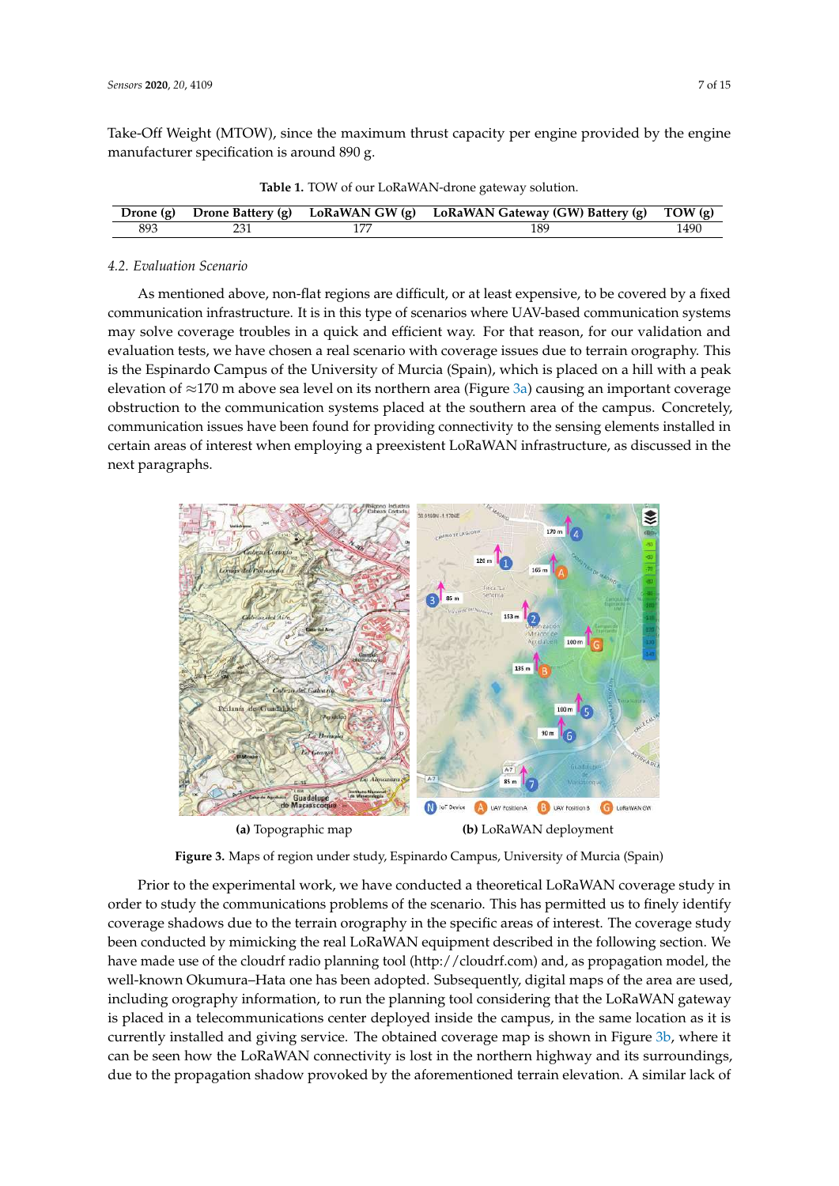Take-Off Weight (MTOW), since the maximum thrust capacity per engine provided by the engine manufacturer specification is around 890 g.

**Table 1.** TOW of our LoRaWAN-drone gateway solution.

| Drone (g) | Drone Battery (g) | LoRaWAN GW (g) | LoRaWAN Gateway (GW) Battery (g) | TOW (g) |
|---|---|---|---|---|
| 893 | 231 | 177 | 189 | 1490 |

### 4.2. Evaluation Scenario

As mentioned above, non-flat regions are difficult, or at least expensive, to be covered by a fixed communication infrastructure. It is in this type of scenarios where UAV-based communication systems may solve coverage troubles in a quick and efficient way. For that reason, for our validation and evaluation tests, we have chosen a real scenario with coverage issues due to terrain orography. This is the Espinardo Campus of the University of Murcia (Spain), which is placed on a hill with a peak elevation of ≈170 m above sea level on its northern area (Figure 3a) causing an important coverage obstruction to the communication systems placed at the southern area of the campus. Concretely, communication issues have been found for providing connectivity to the sensing elements installed in certain areas of interest when employing a preexistent LoRaWAN infrastructure, as discussed in the next paragraphs.

**(a)** Topographic map **(b)** LoRaWAN deployment

**Figure 3.** Maps of region under study, Espinardo Campus, University of Murcia (Spain)

Prior to the experimental work, we have conducted a theoretical LoRaWAN coverage study in order to study the communications problems of the scenario. This has permitted us to finely identify coverage shadows due to the terrain orography in the specific areas of interest. The coverage study been conducted by mimicking the real LoRaWAN equipment described in the following section. We have made use of the cloudrf radio planning tool (http://cloudrf.com) and, as propagation model, the well-known Okumura–Hata one has been adopted. Subsequently, digital maps of the area are used, including orography information, to run the planning tool considering that the LoRaWAN gateway is placed in a telecommunications center deployed inside the campus, in the same location as it is currently installed and giving service. The obtained coverage map is shown in Figure 3b, where it can be seen how the LoRaWAN connectivity is lost in the northern highway and its surroundings, due to the propagation shadow provoked by the aforementioned terrain elevation. A similar lack of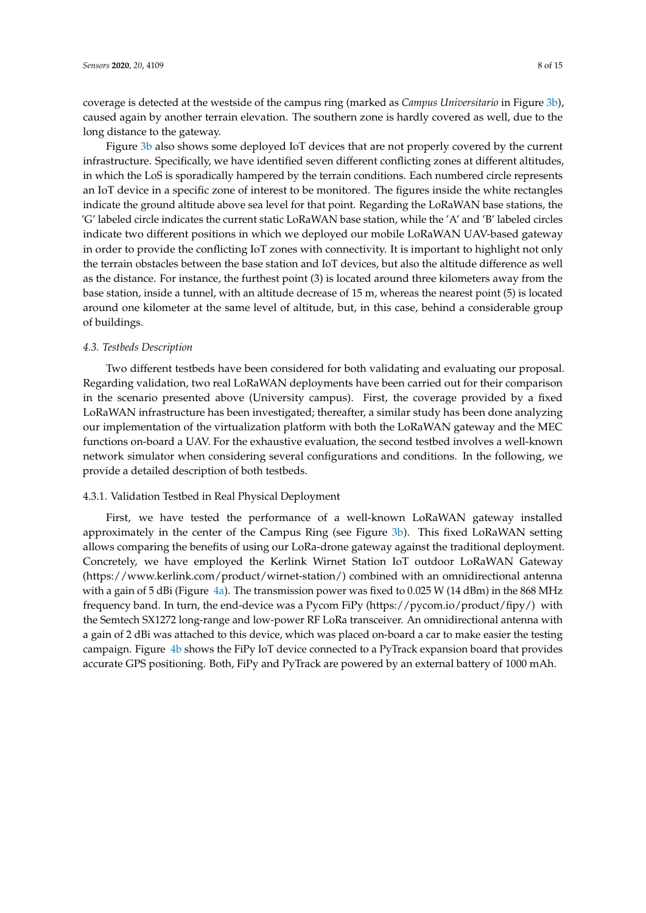coverage is detected at the westside of the campus ring (marked as *Campus Universitario* in Figure 3b), caused again by another terrain elevation. The southern zone is hardly covered as well, due to the long distance to the gateway.

Figure 3b also shows some deployed IoT devices that are not properly covered by the current infrastructure. Specifically, we have identified seven different conflicting zones at different altitudes, in which the LoS is sporadically hampered by the terrain conditions. Each numbered circle represents an IoT device in a specific zone of interest to be monitored. The figures inside the white rectangles indicate the ground altitude above sea level for that point. Regarding the LoRaWAN base stations, the 'G' labeled circle indicates the current static LoRaWAN base station, while the 'A' and 'B' labeled circles indicate two different positions in which we deployed our mobile LoRaWAN UAV-based gateway in order to provide the conflicting IoT zones with connectivity. It is important to highlight not only the terrain obstacles between the base station and IoT devices, but also the altitude difference as well as the distance. For instance, the furthest point (3) is located around three kilometers away from the base station, inside a tunnel, with an altitude decrease of 15 m, whereas the nearest point (5) is located around one kilometer at the same level of altitude, but, in this case, behind a considerable group of buildings.

### 4.3. Testbeds Description

Two different testbeds have been considered for both validating and evaluating our proposal. Regarding validation, two real LoRaWAN deployments have been carried out for their comparison in the scenario presented above (University campus). First, the coverage provided by a fixed LoRaWAN infrastructure has been investigated; thereafter, a similar study has been done analyzing our implementation of the virtualization platform with both the LoRaWAN gateway and the MEC functions on-board a UAV. For the exhaustive evaluation, the second testbed involves a well-known network simulator when considering several configurations and conditions. In the following, we provide a detailed description of both testbeds.

#### 4.3.1. Validation Testbed in Real Physical Deployment

First, we have tested the performance of a well-known LoRaWAN gateway installed approximately in the center of the Campus Ring (see Figure 3b). This fixed LoRaWAN setting allows comparing the benefits of using our LoRa-drone gateway against the traditional deployment. Concretely, we have employed the Kerlink Wirnet Station IoT outdoor LoRaWAN Gateway (https://www.kerlink.com/product/wirnet-station/) combined with an omnidirectional antenna with a gain of 5 dBi (Figure 4a). The transmission power was fixed to 0.025 W (14 dBm) in the 868 MHz frequency band. In turn, the end-device was a Pycom FiPy (https://pycom.io/product/fipy/) with the Semtech SX1272 long-range and low-power RF LoRa transceiver. An omnidirectional antenna with a gain of 2 dBi was attached to this device, which was placed on-board a car to make easier the testing campaign. Figure 4b shows the FiPy IoT device connected to a PyTrack expansion board that provides accurate GPS positioning. Both, FiPy and PyTrack are powered by an external battery of 1000 mAh.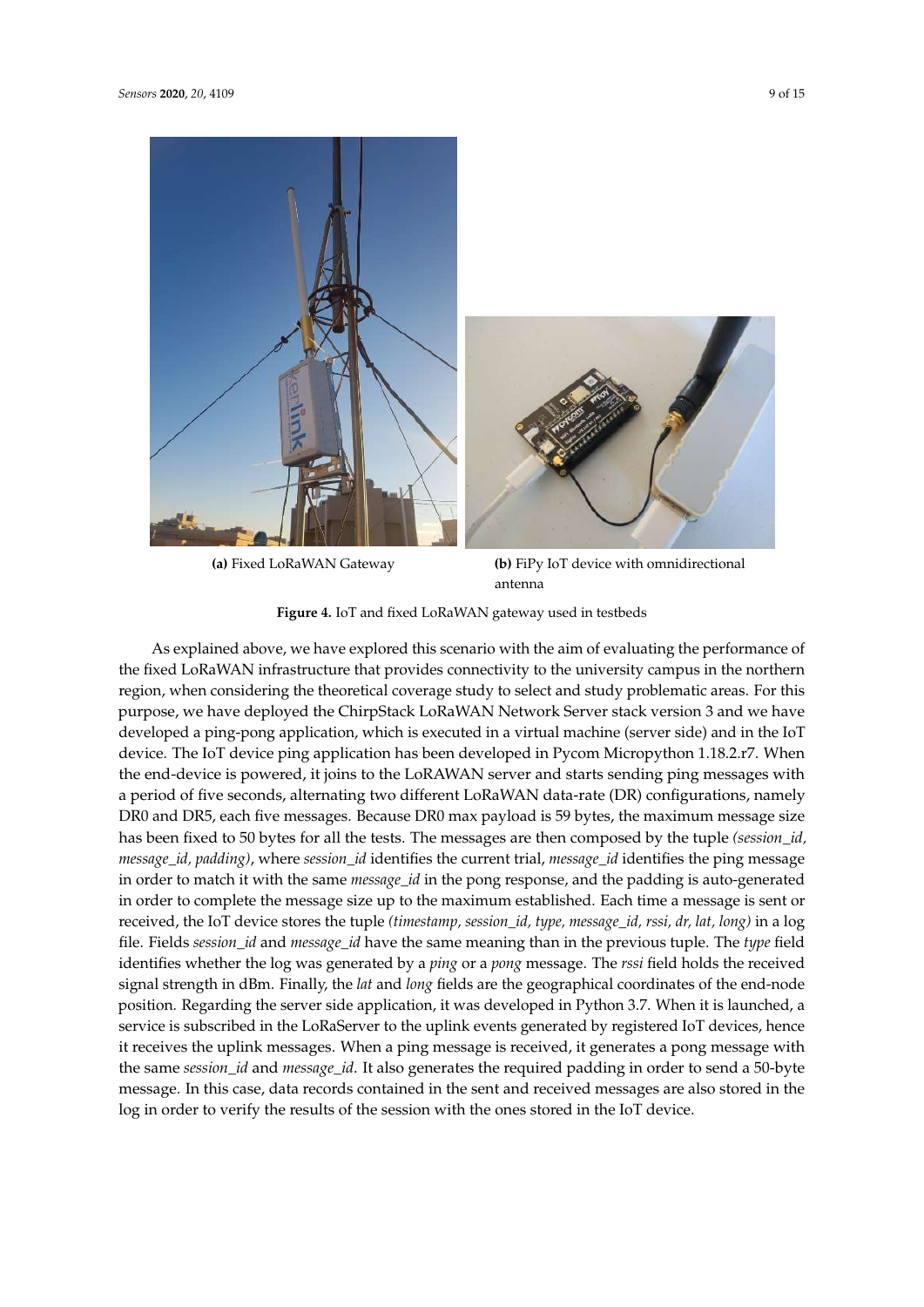**(a)** Fixed LoRaWAN Gateway

**(b)** FiPy IoT device with omnidirectional antenna

**Figure 4.** IoT and fixed LoRaWAN gateway used in testbeds

As explained above, we have explored this scenario with the aim of evaluating the performance of the fixed LoRaWAN infrastructure that provides connectivity to the university campus in the northern region, when considering the theoretical coverage study to select and study problematic areas. For this purpose, we have deployed the ChirpStack LoRaWAN Network Server stack version 3 and we have developed a ping-pong application, which is executed in a virtual machine (server side) and in the IoT device. The IoT device ping application has been developed in Pycom Micropython 1.18.2.r7. When the end-device is powered, it joins to the LoRAWAN server and starts sending ping messages with a period of five seconds, alternating two different LoRaWAN data-rate (DR) configurations, namely DR0 and DR5, each five messages. Because DR0 max payload is 59 bytes, the maximum message size has been fixed to 50 bytes for all the tests. The messages are then composed by the tuple *(session_id, message_id, padding)*, where *session_id* identifies the current trial, *message_id* identifies the ping message in order to match it with the same *message_id* in the pong response, and the padding is auto-generated in order to complete the message size up to the maximum established. Each time a message is sent or received, the IoT device stores the tuple *(timestamp, session_id, type, message_id, rssi, dr, lat, long)* in a log file. Fields *session_id* and *message_id* have the same meaning than in the previous tuple. The *type* field identifies whether the log was generated by a *ping* or a *pong* message. The *rssi* field holds the received signal strength in dBm. Finally, the *lat* and *long* fields are the geographical coordinates of the end-node position. Regarding the server side application, it was developed in Python 3.7. When it is launched, a service is subscribed in the LoRaServer to the uplink events generated by registered IoT devices, hence it receives the uplink messages. When a ping message is received, it generates a pong message with the same *session_id* and *message_id*. It also generates the required padding in order to send a 50-byte message. In this case, data records contained in the sent and received messages are also stored in the log in order to verify the results of the session with the ones stored in the IoT device.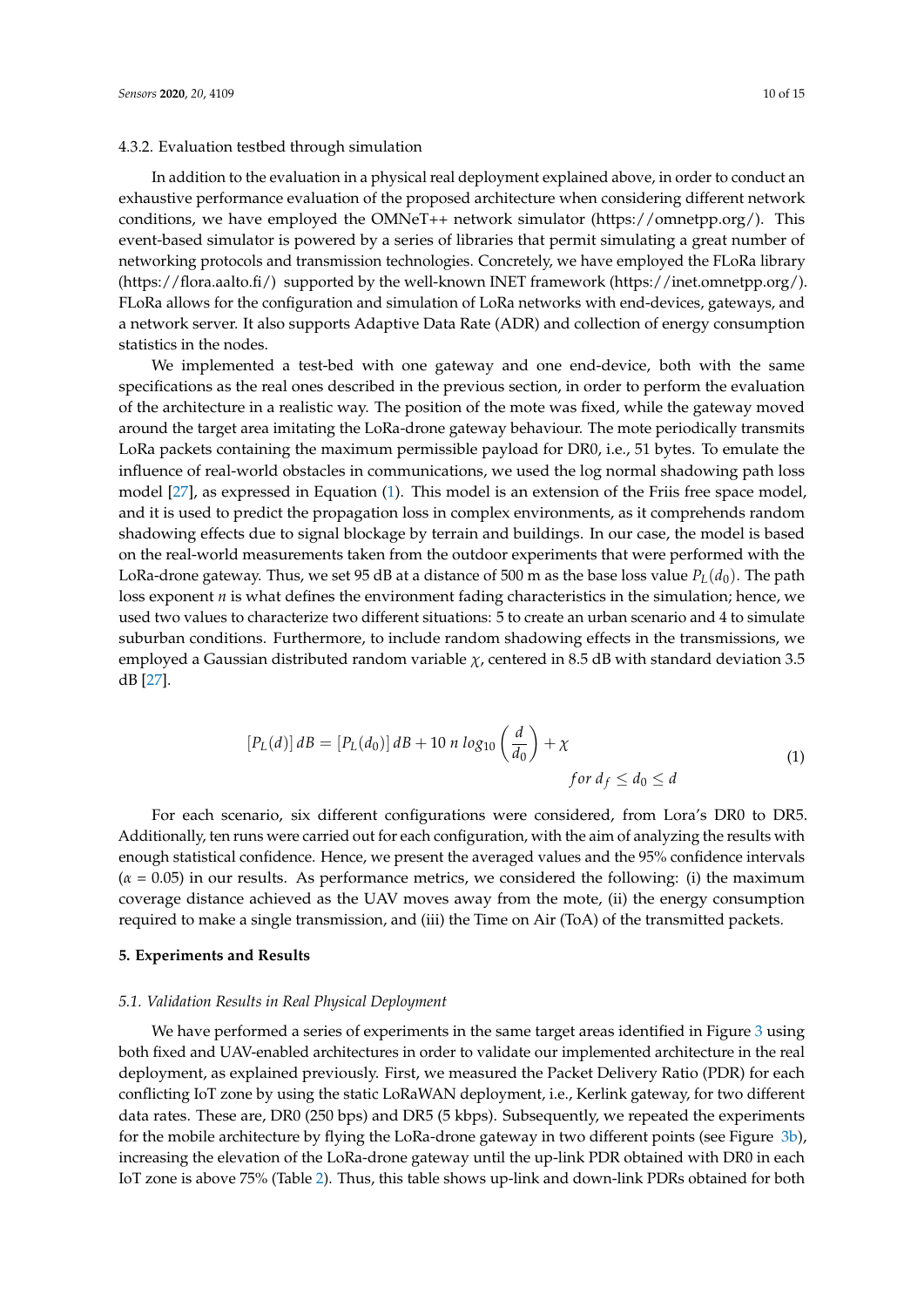#### 4.3.2. Evaluation testbed through simulation

In addition to the evaluation in a physical real deployment explained above, in order to conduct an exhaustive performance evaluation of the proposed architecture when considering different network conditions, we have employed the OMNeT++ network simulator (https://omnetpp.org/). This event-based simulator is powered by a series of libraries that permit simulating a great number of networking protocols and transmission technologies. Concretely, we have employed the FLoRa library (https://flora.aalto.fi/) supported by the well-known INET framework (https://inet.omnetpp.org/). FLoRa allows for the configuration and simulation of LoRa networks with end-devices, gateways, and a network server. It also supports Adaptive Data Rate (ADR) and collection of energy consumption statistics in the nodes.

We implemented a test-bed with one gateway and one end-device, both with the same specifications as the real ones described in the previous section, in order to perform the evaluation of the architecture in a realistic way. The position of the mote was fixed, while the gateway moved around the target area imitating the LoRa-drone gateway behaviour. The mote periodically transmits LoRa packets containing the maximum permissible payload for DR0, i.e., 51 bytes. To emulate the influence of real-world obstacles in communications, we used the log normal shadowing path loss model [27], as expressed in Equation (1). This model is an extension of the Friis free space model, and it is used to predict the propagation loss in complex environments, as it comprehends random shadowing effects due to signal blockage by terrain and buildings. In our case, the model is based on the real-world measurements taken from the outdoor experiments that were performed with the LoRa-drone gateway. Thus, we set 95 dB at a distance of 500 m as the base loss value $P_L(d_0)$. The path loss exponent $n$ is what defines the environment fading characteristics in the simulation; hence, we used two values to characterize two different situations: 5 to create an urban scenario and 4 to simulate suburban conditions. Furthermore, to include random shadowing effects in the transmissions, we employed a Gaussian distributed random variable $\chi$, centered in 8.5 dB with standard deviation 3.5 dB [27].

$$[P_L(d)]\,dB = [P_L(d_0)]\,dB + 10\;n\;log_{10}\left(\frac{d}{d_0}\right) + \chi \qquad for\; d_f \leq d_0 \leq d \tag{1}$$

For each scenario, six different configurations were considered, from Lora's DR0 to DR5. Additionally, ten runs were carried out for each configuration, with the aim of analyzing the results with enough statistical confidence. Hence, we present the averaged values and the 95% confidence intervals ($\alpha$ = 0.05) in our results. As performance metrics, we considered the following: (i) the maximum coverage distance achieved as the UAV moves away from the mote, (ii) the energy consumption required to make a single transmission, and (iii) the Time on Air (ToA) of the transmitted packets.

## 5. Experiments and Results

### *5.1. Validation Results in Real Physical Deployment*

We have performed a series of experiments in the same target areas identified in Figure 3 using both fixed and UAV-enabled architectures in order to validate our implemented architecture in the real deployment, as explained previously. First, we measured the Packet Delivery Ratio (PDR) for each conflicting IoT zone by using the static LoRaWAN deployment, i.e., Kerlink gateway, for two different data rates. These are, DR0 (250 bps) and DR5 (5 kbps). Subsequently, we repeated the experiments for the mobile architecture by flying the LoRa-drone gateway in two different points (see Figure 3b), increasing the elevation of the LoRa-drone gateway until the up-link PDR obtained with DR0 in each IoT zone is above 75% (Table 2). Thus, this table shows up-link and down-link PDRs obtained for both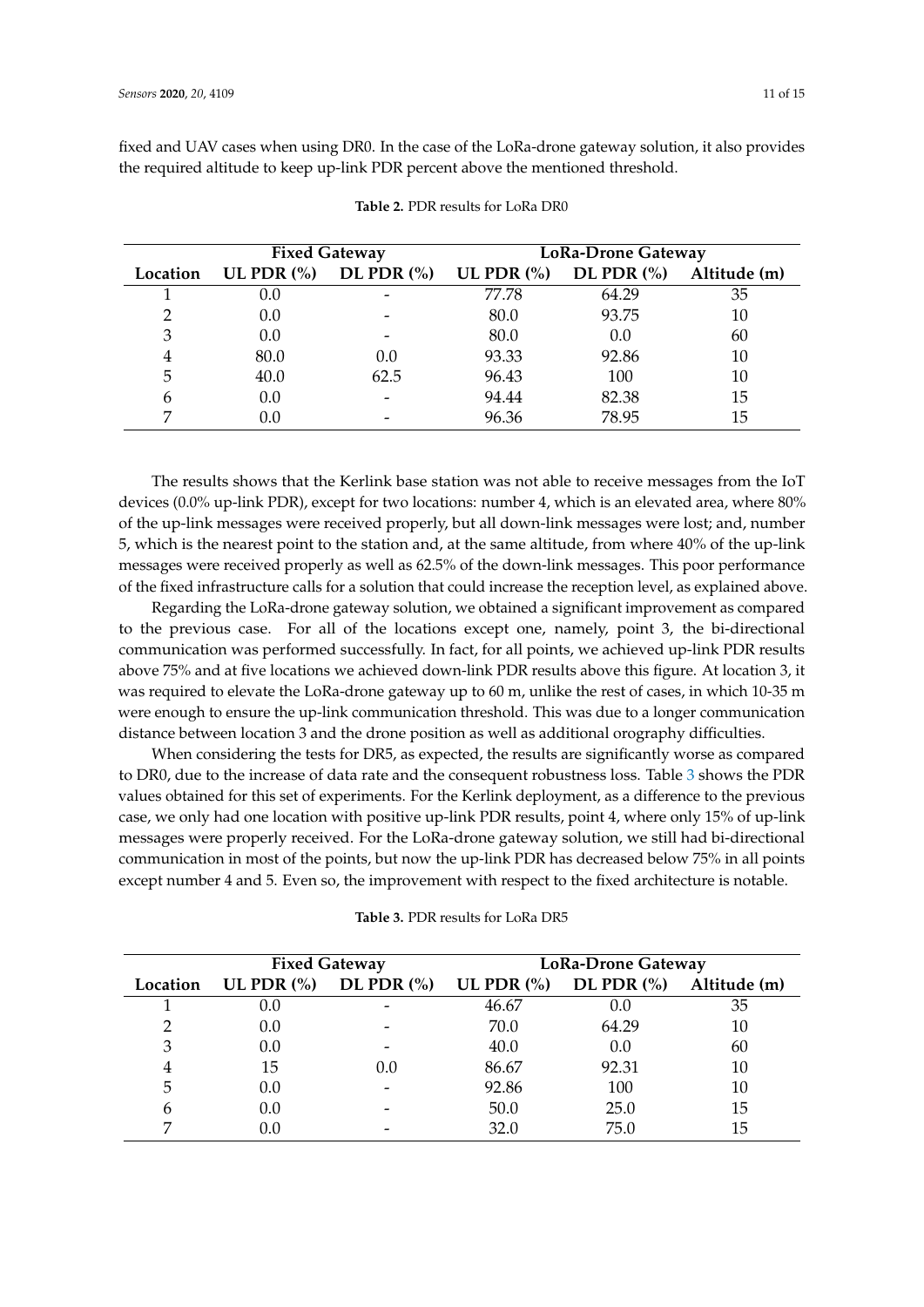fixed and UAV cases when using DR0. In the case of the LoRa-drone gateway solution, it also provides the required altitude to keep up-link PDR percent above the mentioned threshold.

**Table 2.** PDR results for LoRa DR0

| | Fixed Gateway | | LoRa-Drone Gateway | | |
|---|---|---|---|---|---|
| Location | UL PDR (%) | DL PDR (%) | UL PDR (%) | DL PDR (%) | Altitude (m) |
| 1 | 0.0 | - | 77.78 | 64.29 | 35 |
| 2 | 0.0 | - | 80.0 | 93.75 | 10 |
| 3 | 0.0 | - | 80.0 | 0.0 | 60 |
| 4 | 80.0 | 0.0 | 93.33 | 92.86 | 10 |
| 5 | 40.0 | 62.5 | 96.43 | 100 | 10 |
| 6 | 0.0 | - | 94.44 | 82.38 | 15 |
| 7 | 0.0 | - | 96.36 | 78.95 | 15 |

The results shows that the Kerlink base station was not able to receive messages from the IoT devices (0.0% up-link PDR), except for two locations: number 4, which is an elevated area, where 80% of the up-link messages were received properly, but all down-link messages were lost; and, number 5, which is the nearest point to the station and, at the same altitude, from where 40% of the up-link messages were received properly as well as 62.5% of the down-link messages. This poor performance of the fixed infrastructure calls for a solution that could increase the reception level, as explained above.

Regarding the LoRa-drone gateway solution, we obtained a significant improvement as compared to the previous case. For all of the locations except one, namely, point 3, the bi-directional communication was performed successfully. In fact, for all points, we achieved up-link PDR results above 75% and at five locations we achieved down-link PDR results above this figure. At location 3, it was required to elevate the LoRa-drone gateway up to 60 m, unlike the rest of cases, in which 10-35 m were enough to ensure the up-link communication threshold. This was due to a longer communication distance between location 3 and the drone position as well as additional orography difficulties.

When considering the tests for DR5, as expected, the results are significantly worse as compared to DR0, due to the increase of data rate and the consequent robustness loss. Table 3 shows the PDR values obtained for this set of experiments. For the Kerlink deployment, as a difference to the previous case, we only had one location with positive up-link PDR results, point 4, where only 15% of up-link messages were properly received. For the LoRa-drone gateway solution, we still had bi-directional communication in most of the points, but now the up-link PDR has decreased below 75% in all points except number 4 and 5. Even so, the improvement with respect to the fixed architecture is notable.

**Table 3.** PDR results for LoRa DR5

| | Fixed Gateway | | LoRa-Drone Gateway | | |
|---|---|---|---|---|---|
| Location | UL PDR (%) | DL PDR (%) | UL PDR (%) | DL PDR (%) | Altitude (m) |
| 1 | 0.0 | - | 46.67 | 0.0 | 35 |
| 2 | 0.0 | - | 70.0 | 64.29 | 10 |
| 3 | 0.0 | - | 40.0 | 0.0 | 60 |
| 4 | 15 | 0.0 | 86.67 | 92.31 | 10 |
| 5 | 0.0 | - | 92.86 | 100 | 10 |
| 6 | 0.0 | - | 50.0 | 25.0 | 15 |
| 7 | 0.0 | - | 32.0 | 75.0 | 15 |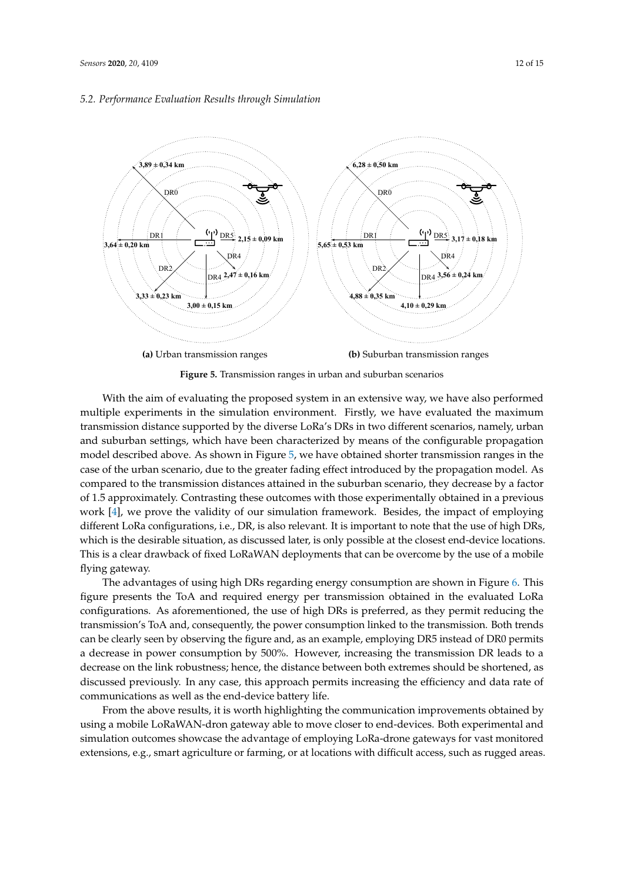### 5.2. Performance Evaluation Results through Simulation

(a) Urban transmission ranges

(b) Suburban transmission ranges

**Figure 5.** Transmission ranges in urban and suburban scenarios

With the aim of evaluating the proposed system in an extensive way, we have also performed multiple experiments in the simulation environment. Firstly, we have evaluated the maximum transmission distance supported by the diverse LoRa's DRs in two different scenarios, namely, urban and suburban settings, which have been characterized by means of the configurable propagation model described above. As shown in Figure 5, we have obtained shorter transmission ranges in the case of the urban scenario, due to the greater fading effect introduced by the propagation model. As compared to the transmission distances attained in the suburban scenario, they decrease by a factor of 1.5 approximately. Contrasting these outcomes with those experimentally obtained in a previous work [4], we prove the validity of our simulation framework. Besides, the impact of employing different LoRa configurations, i.e., DR, is also relevant. It is important to note that the use of high DRs, which is the desirable situation, as discussed later, is only possible at the closest end-device locations. This is a clear drawback of fixed LoRaWAN deployments that can be overcome by the use of a mobile flying gateway.

The advantages of using high DRs regarding energy consumption are shown in Figure 6. This figure presents the ToA and required energy per transmission obtained in the evaluated LoRa configurations. As aforementioned, the use of high DRs is preferred, as they permit reducing the transmission's ToA and, consequently, the power consumption linked to the transmission. Both trends can be clearly seen by observing the figure and, as an example, employing DR5 instead of DR0 permits a decrease in power consumption by 500%. However, increasing the transmission DR leads to a decrease on the link robustness; hence, the distance between both extremes should be shortened, as discussed previously. In any case, this approach permits increasing the efficiency and data rate of communications as well as the end-device battery life.

From the above results, it is worth highlighting the communication improvements obtained by using a mobile LoRaWAN-dron gateway able to move closer to end-devices. Both experimental and simulation outcomes showcase the advantage of employing LoRa-drone gateways for vast monitored extensions, e.g., smart agriculture or farming, or at locations with difficult access, such as rugged areas.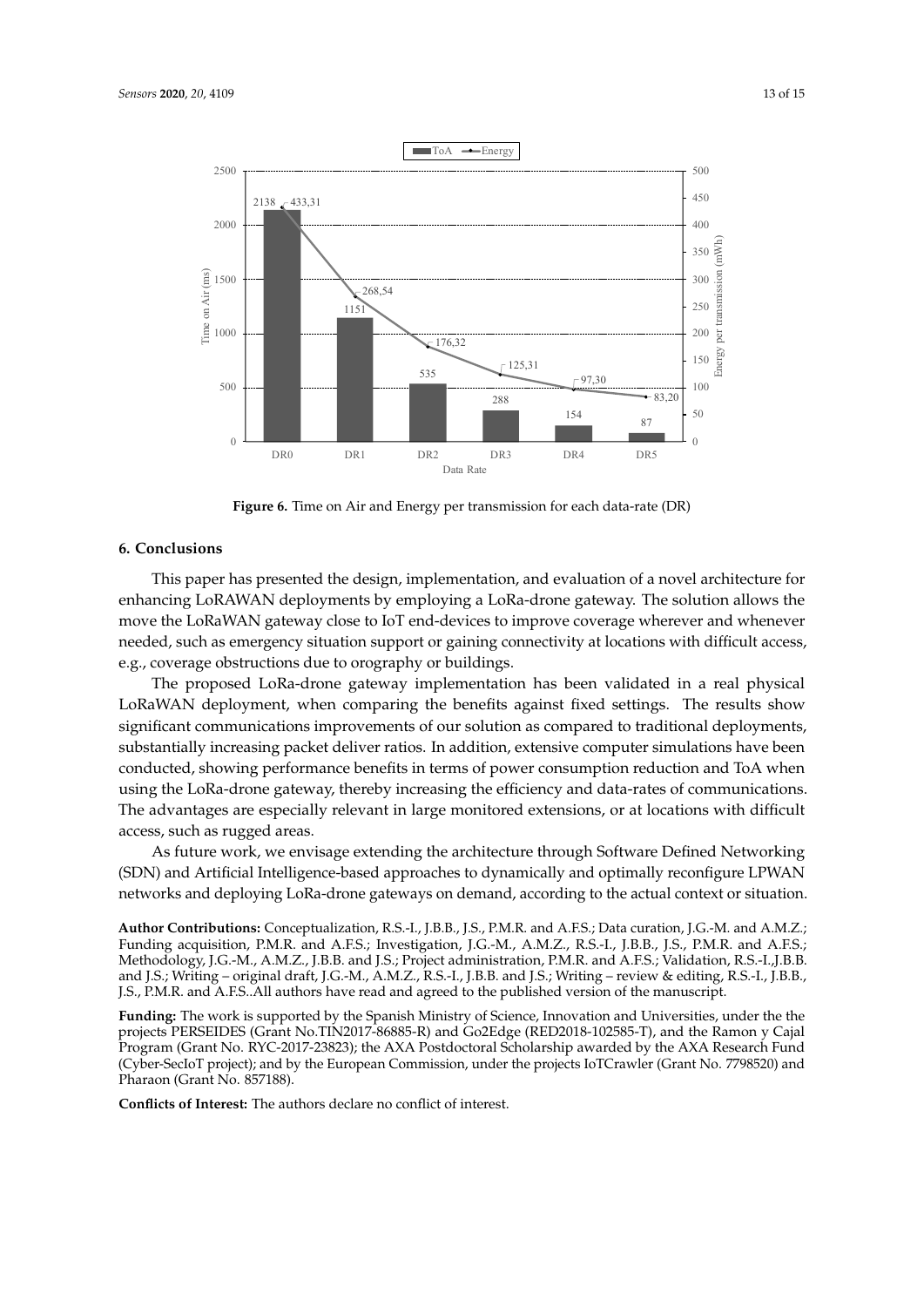ToA Energy

2500 2000 1500 1000 500 0

Time on Air (ms)

500 450 400 350 300 250 200 150 100 50 0

Energy per transmission (mWh)

2138 433,31

268,54 1151

176,32

535

125,31

288

97,30

154

83,20

87

DR0 DR1 DR2 DR3 DR4 DR5

Data Rate

**Figure 6.** Time on Air and Energy per transmission for each data-rate (DR)

## 6. Conclusions

This paper has presented the design, implementation, and evaluation of a novel architecture for enhancing LoRAWAN deployments by employing a LoRa-drone gateway. The solution allows the move the LoRaWAN gateway close to IoT end-devices to improve coverage wherever and whenever needed, such as emergency situation support or gaining connectivity at locations with difficult access, e.g., coverage obstructions due to orography or buildings.

The proposed LoRa-drone gateway implementation has been validated in a real physical LoRaWAN deployment, when comparing the benefits against fixed settings. The results show significant communications improvements of our solution as compared to traditional deployments, substantially increasing packet deliver ratios. In addition, extensive computer simulations have been conducted, showing performance benefits in terms of power consumption reduction and ToA when using the LoRa-drone gateway, thereby increasing the efficiency and data-rates of communications. The advantages are especially relevant in large monitored extensions, or at locations with difficult access, such as rugged areas.

As future work, we envisage extending the architecture through Software Defined Networking (SDN) and Artificial Intelligence-based approaches to dynamically and optimally reconfigure LPWAN networks and deploying LoRa-drone gateways on demand, according to the actual context or situation.

**Author Contributions:** Conceptualization, R.S.-I., J.B.B., J.S., P.M.R. and A.F.S.; Data curation, J.G.-M. and A.M.Z.; Funding acquisition, P.M.R. and A.F.S.; Investigation, J.G.-M., A.M.Z., R.S.-I., J.B.B., J.S., P.M.R. and A.F.S.; Methodology, J.G.-M., A.M.Z., J.B.B. and J.S.; Project administration, P.M.R. and A.F.S.; Validation, R.S.-I.,J.B.B. and J.S.; Writing – original draft, J.G.-M., A.M.Z., R.S.-I., J.B.B. and J.S.; Writing – review & editing, R.S.-I., J.B.B., J.S., P.M.R. and A.F.S..All authors have read and agreed to the published version of the manuscript.

**Funding:** The work is supported by the Spanish Ministry of Science, Innovation and Universities, under the the projects PERSEIDES (Grant No.TIN2017-86885-R) and Go2Edge (RED2018-102585-T), and the Ramon y Cajal Program (Grant No. RYC-2017-23823); the AXA Postdoctoral Scholarship awarded by the AXA Research Fund (Cyber-SecIoT project); and by the European Commission, under the projects IoTCrawler (Grant No. 7798520) and Pharaon (Grant No. 857188).

**Conflicts of Interest:** The authors declare no conflict of interest.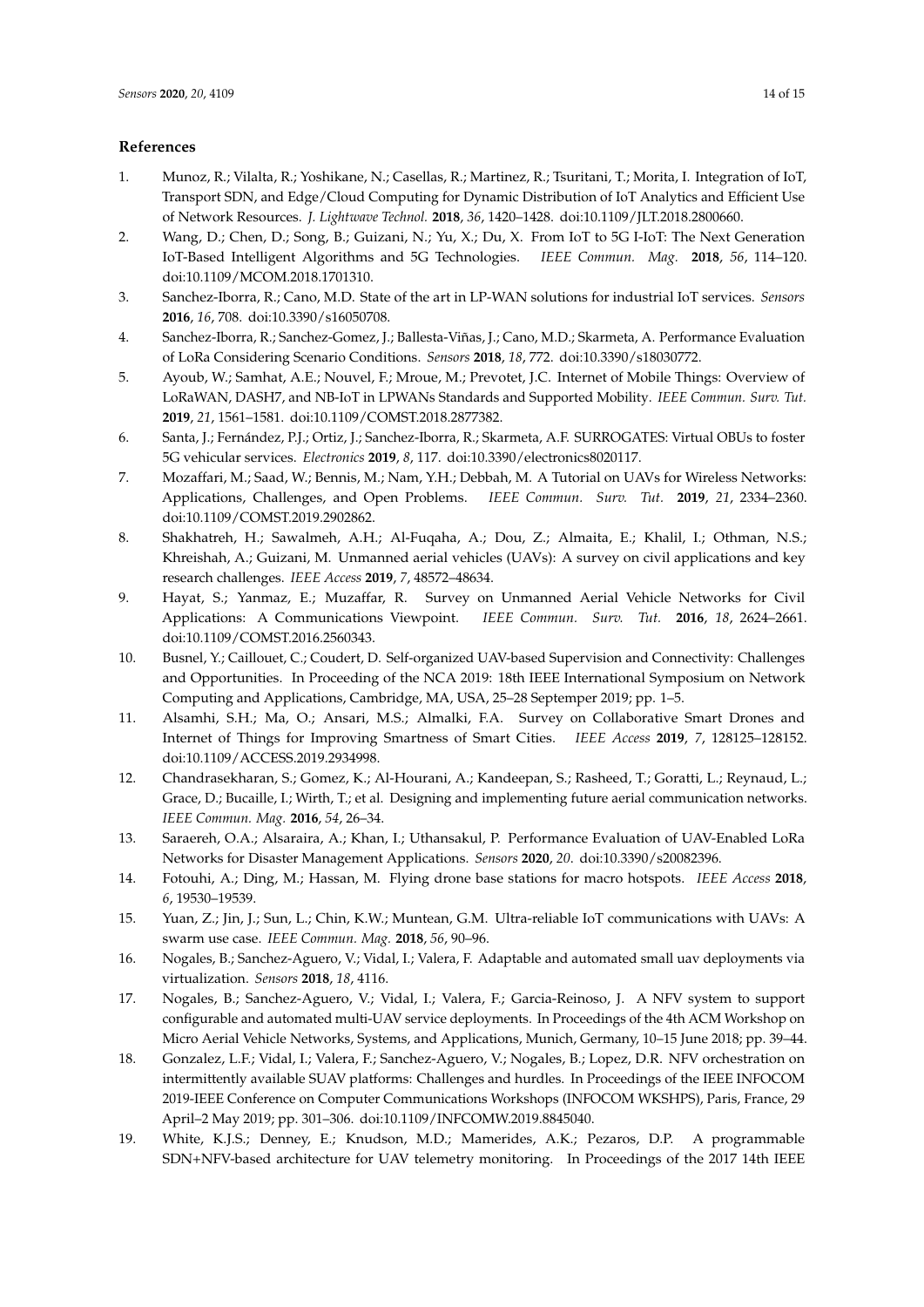## References

1. Munoz, R.; Vilalta, R.; Yoshikane, N.; Casellas, R.; Martinez, R.; Tsuritani, T.; Morita, I. Integration of IoT, Transport SDN, and Edge/Cloud Computing for Dynamic Distribution of IoT Analytics and Efficient Use of Network Resources. *J. Lightwave Technol.* **2018**, *36*, 1420–1428. doi:10.1109/JLT.2018.2800660.
2. Wang, D.; Chen, D.; Song, B.; Guizani, N.; Yu, X.; Du, X. From IoT to 5G I-IoT: The Next Generation IoT-Based Intelligent Algorithms and 5G Technologies. *IEEE Commun. Mag.* **2018**, *56*, 114–120. doi:10.1109/MCOM.2018.1701310.
3. Sanchez-Iborra, R.; Cano, M.D. State of the art in LP-WAN solutions for industrial IoT services. *Sensors* **2016**, *16*, 708. doi:10.3390/s16050708.
4. Sanchez-Iborra, R.; Sanchez-Gomez, J.; Ballesta-Viñas, J.; Cano, M.D.; Skarmeta, A. Performance Evaluation of LoRa Considering Scenario Conditions. *Sensors* **2018**, *18*, 772. doi:10.3390/s18030772.
5. Ayoub, W.; Samhat, A.E.; Nouvel, F.; Mroue, M.; Prevotet, J.C. Internet of Mobile Things: Overview of LoRaWAN, DASH7, and NB-IoT in LPWANs Standards and Supported Mobility. *IEEE Commun. Surv. Tut.* **2019**, *21*, 1561–1581. doi:10.1109/COMST.2018.2877382.
6. Santa, J.; Fernández, P.J.; Ortiz, J.; Sanchez-Iborra, R.; Skarmeta, A.F. SURROGATES: Virtual OBUs to foster 5G vehicular services. *Electronics* **2019**, *8*, 117. doi:10.3390/electronics8020117.
7. Mozaffari, M.; Saad, W.; Bennis, M.; Nam, Y.H.; Debbah, M. A Tutorial on UAVs for Wireless Networks: Applications, Challenges, and Open Problems. *IEEE Commun. Surv. Tut.* **2019**, *21*, 2334–2360. doi:10.1109/COMST.2019.2902862.
8. Shakhatreh, H.; Sawalmeh, A.H.; Al-Fuqaha, A.; Dou, Z.; Almaita, E.; Khalil, I.; Othman, N.S.; Khreishah, A.; Guizani, M. Unmanned aerial vehicles (UAVs): A survey on civil applications and key research challenges. *IEEE Access* **2019**, *7*, 48572–48634.
9. Hayat, S.; Yanmaz, E.; Muzaffar, R. Survey on Unmanned Aerial Vehicle Networks for Civil Applications: A Communications Viewpoint. *IEEE Commun. Surv. Tut.* **2016**, *18*, 2624–2661. doi:10.1109/COMST.2016.2560343.
10. Busnel, Y.; Caillouet, C.; Coudert, D. Self-organized UAV-based Supervision and Connectivity: Challenges and Opportunities. In Proceeding of the NCA 2019: 18th IEEE International Symposium on Network Computing and Applications, Cambridge, MA, USA, 25–28 Septemper 2019; pp. 1–5.
11. Alsamhi, S.H.; Ma, O.; Ansari, M.S.; Almalki, F.A. Survey on Collaborative Smart Drones and Internet of Things for Improving Smartness of Smart Cities. *IEEE Access* **2019**, *7*, 128125–128152. doi:10.1109/ACCESS.2019.2934998.
12. Chandrasekharan, S.; Gomez, K.; Al-Hourani, A.; Kandeepan, S.; Rasheed, T.; Goratti, L.; Reynaud, L.; Grace, D.; Bucaille, I.; Wirth, T.; et al. Designing and implementing future aerial communication networks. *IEEE Commun. Mag.* **2016**, *54*, 26–34.
13. Saraereh, O.A.; Alsaraira, A.; Khan, I.; Uthansakul, P. Performance Evaluation of UAV-Enabled LoRa Networks for Disaster Management Applications. *Sensors* **2020**, *20*. doi:10.3390/s20082396.
14. Fotouhi, A.; Ding, M.; Hassan, M. Flying drone base stations for macro hotspots. *IEEE Access* **2018**, *6*, 19530–19539.
15. Yuan, Z.; Jin, J.; Sun, L.; Chin, K.W.; Muntean, G.M. Ultra-reliable IoT communications with UAVs: A swarm use case. *IEEE Commun. Mag.* **2018**, *56*, 90–96.
16. Nogales, B.; Sanchez-Aguero, V.; Vidal, I.; Valera, F. Adaptable and automated small uav deployments via virtualization. *Sensors* **2018**, *18*, 4116.
17. Nogales, B.; Sanchez-Aguero, V.; Vidal, I.; Valera, F.; Garcia-Reinoso, J. A NFV system to support configurable and automated multi-UAV service deployments. In Proceedings of the 4th ACM Workshop on Micro Aerial Vehicle Networks, Systems, and Applications, Munich, Germany, 10–15 June 2018; pp. 39–44.
18. Gonzalez, L.F.; Vidal, I.; Valera, F.; Sanchez-Aguero, V.; Nogales, B.; Lopez, D.R. NFV orchestration on intermittently available SUAV platforms: Challenges and hurdles. In Proceedings of the IEEE INFOCOM 2019-IEEE Conference on Computer Communications Workshops (INFOCOM WKSHPS), Paris, France, 29 April–2 May 2019; pp. 301–306. doi:10.1109/INFCOMW.2019.8845040.
19. White, K.J.S.; Denney, E.; Knudson, M.D.; Mamerides, A.K.; Pezaros, D.P. A programmable SDN+NFV-based architecture for UAV telemetry monitoring. In Proceedings of the 2017 14th IEEE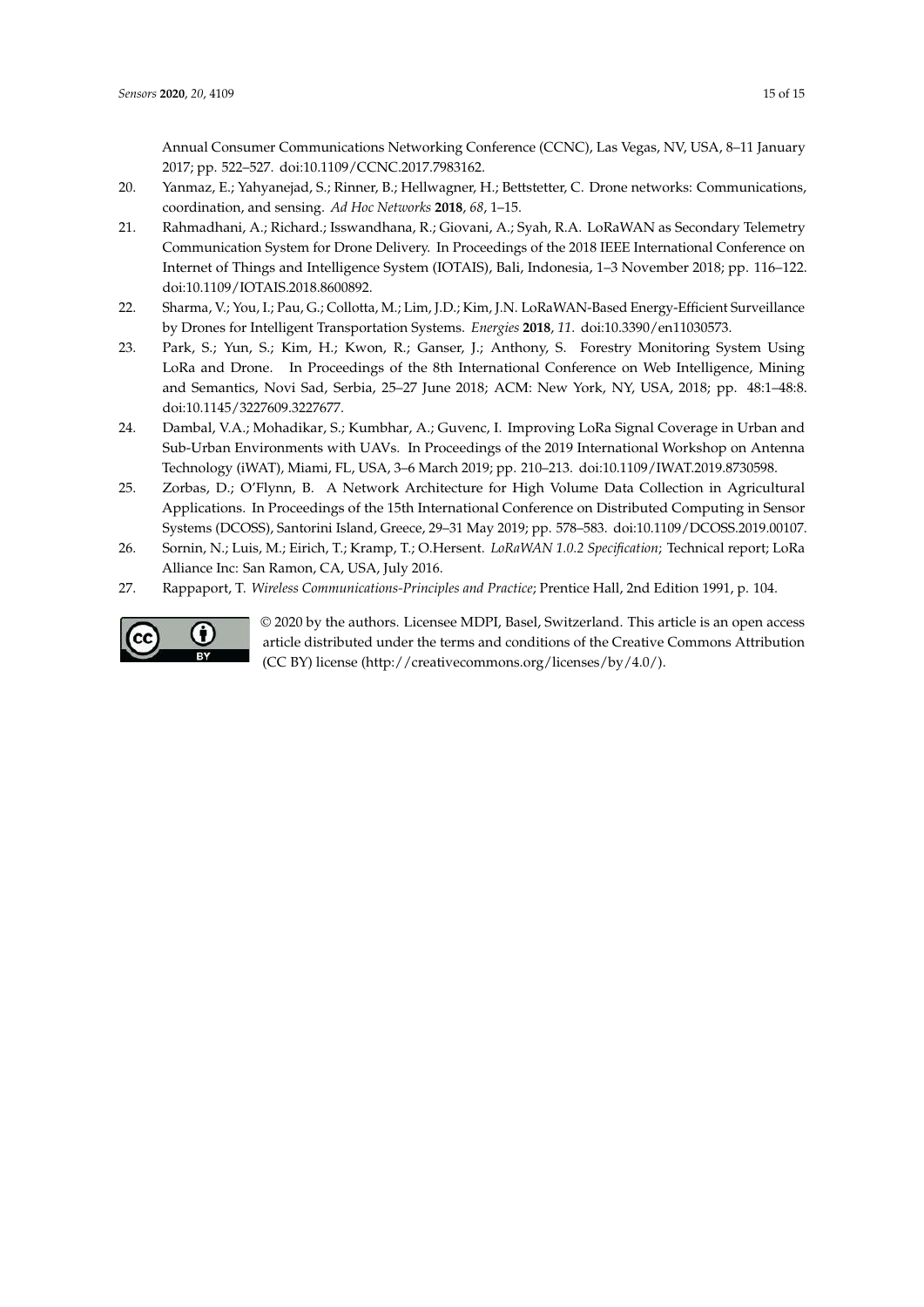Annual Consumer Communications Networking Conference (CCNC), Las Vegas, NV, USA, 8–11 January 2017; pp. 522–527. doi:10.1109/CCNC.2017.7983162.

20. Yanmaz, E.; Yahyanejad, S.; Rinner, B.; Hellwagner, H.; Bettstetter, C. Drone networks: Communications, coordination, and sensing. *Ad Hoc Networks* **2018**, *68*, 1–15.
21. Rahmadhani, A.; Richard.; Isswandhana, R.; Giovani, A.; Syah, R.A. LoRaWAN as Secondary Telemetry Communication System for Drone Delivery. In Proceedings of the 2018 IEEE International Conference on Internet of Things and Intelligence System (IOTAIS), Bali, Indonesia, 1–3 November 2018; pp. 116–122. doi:10.1109/IOTAIS.2018.8600892.
22. Sharma, V.; You, I.; Pau, G.; Collotta, M.; Lim, J.D.; Kim, J.N. LoRaWAN-Based Energy-Efficient Surveillance by Drones for Intelligent Transportation Systems. *Energies* **2018**, *11*. doi:10.3390/en11030573.
23. Park, S.; Yun, S.; Kim, H.; Kwon, R.; Ganser, J.; Anthony, S. Forestry Monitoring System Using LoRa and Drone. In Proceedings of the 8th International Conference on Web Intelligence, Mining and Semantics, Novi Sad, Serbia, 25–27 June 2018; ACM: New York, NY, USA, 2018; pp. 48:1–48:8. doi:10.1145/3227609.3227677.
24. Dambal, V.A.; Mohadikar, S.; Kumbhar, A.; Guvenc, I. Improving LoRa Signal Coverage in Urban and Sub-Urban Environments with UAVs. In Proceedings of the 2019 International Workshop on Antenna Technology (iWAT), Miami, FL, USA, 3–6 March 2019; pp. 210–213. doi:10.1109/IWAT.2019.8730598.
25. Zorbas, D.; O'Flynn, B. A Network Architecture for High Volume Data Collection in Agricultural Applications. In Proceedings of the 15th International Conference on Distributed Computing in Sensor Systems (DCOSS), Santorini Island, Greece, 29–31 May 2019; pp. 578–583. doi:10.1109/DCOSS.2019.00107.
26. Sornin, N.; Luis, M.; Eirich, T.; Kramp, T.; O.Hersent. *LoRaWAN 1.0.2 Specification*; Technical report; LoRa Alliance Inc: San Ramon, CA, USA, July 2016.
27. Rappaport, T. *Wireless Communications-Principles and Practice*; Prentice Hall, 2nd Edition 1991, p. 104.

© 2020 by the authors. Licensee MDPI, Basel, Switzerland. This article is an open access article distributed under the terms and conditions of the Creative Commons Attribution (CC BY) license (http://creativecommons.org/licenses/by/4.0/).